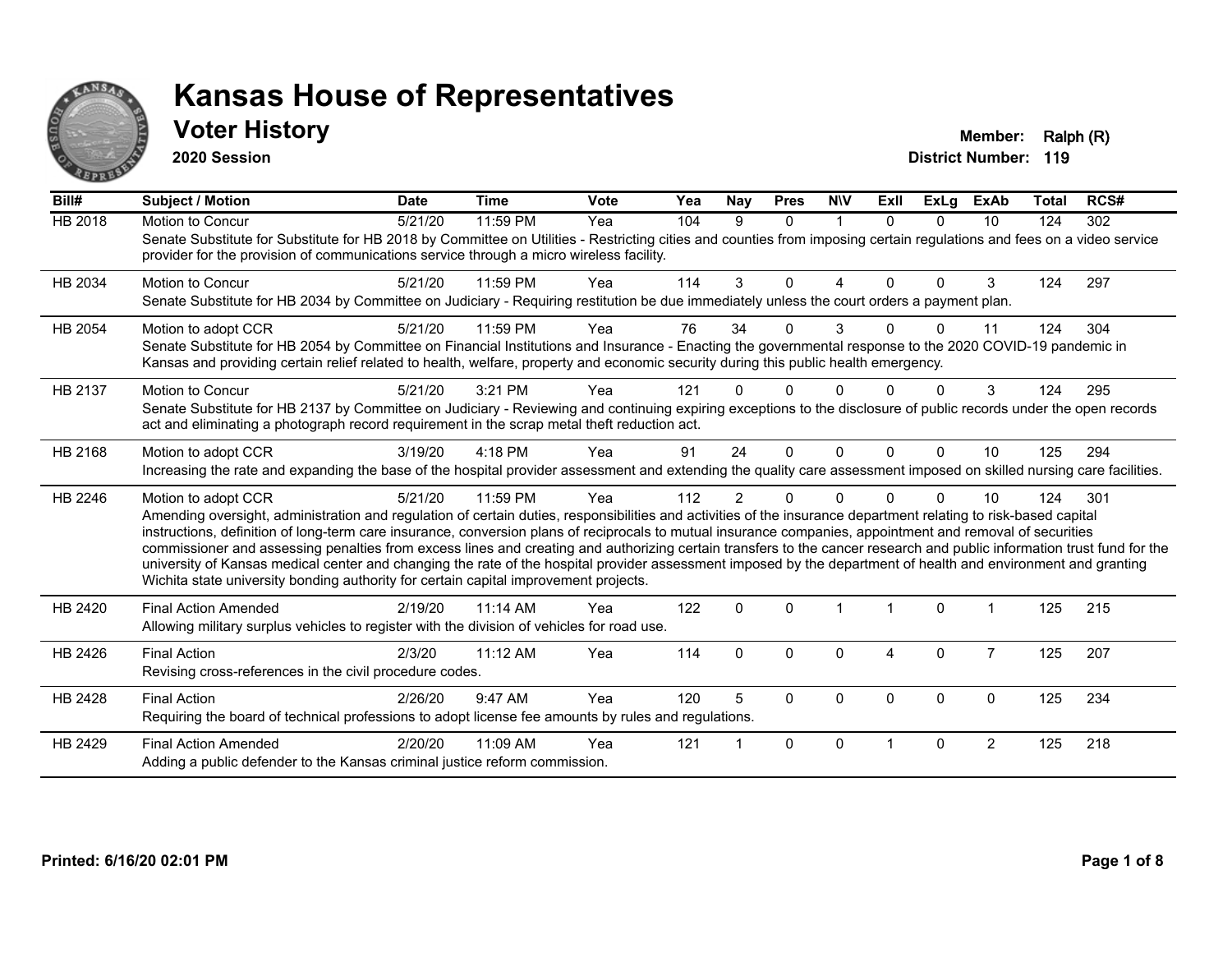# Kansas House of Representatives

## Voter History

**2020 Session**

**Member:** Ralph (R)
**District Number:** 119

| Bill# | Subject / Motion | Date | Time | Vote | Yea | Nay | Pres | N\V | ExII | ExLg | ExAb | Total | RCS# |
|---|---|---|---|---|---|---|---|---|---|---|---|---|---|
| HB 2018 | Motion to Concur | 5/21/20 | 11:59 PM | Yea | 104 | 9 | 0 | 1 | 0 | 0 | 10 | 124 | 302 |
| | Senate Substitute for Substitute for HB 2018 by Committee on Utilities - Restricting cities and counties from imposing certain regulations and fees on a video service provider for the provision of communications service through a micro wireless facility. | | | | | | | | | | | | |
| HB 2034 | Motion to Concur | 5/21/20 | 11:59 PM | Yea | 114 | 3 | 0 | 4 | 0 | 0 | 3 | 124 | 297 |
| | Senate Substitute for HB 2034 by Committee on Judiciary - Requiring restitution be due immediately unless the court orders a payment plan. | | | | | | | | | | | | |
| HB 2054 | Motion to adopt CCR | 5/21/20 | 11:59 PM | Yea | 76 | 34 | 0 | 3 | 0 | 0 | 11 | 124 | 304 |
| | Senate Substitute for HB 2054 by Committee on Financial Institutions and Insurance - Enacting the governmental response to the 2020 COVID-19 pandemic in Kansas and providing certain relief related to health, welfare, property and economic security during this public health emergency. | | | | | | | | | | | | |
| HB 2137 | Motion to Concur | 5/21/20 | 3:21 PM | Yea | 121 | 0 | 0 | 0 | 0 | 0 | 3 | 124 | 295 |
| | Senate Substitute for HB 2137 by Committee on Judiciary - Reviewing and continuing expiring exceptions to the disclosure of public records under the open records act and eliminating a photograph record requirement in the scrap metal theft reduction act. | | | | | | | | | | | | |
| HB 2168 | Motion to adopt CCR | 3/19/20 | 4:18 PM | Yea | 91 | 24 | 0 | 0 | 0 | 0 | 10 | 125 | 294 |
| | Increasing the rate and expanding the base of the hospital provider assessment and extending the quality care assessment imposed on skilled nursing care facilities. | | | | | | | | | | | | |
| HB 2246 | Motion to adopt CCR | 5/21/20 | 11:59 PM | Yea | 112 | 2 | 0 | 0 | 0 | 0 | 10 | 124 | 301 |
| | Amending oversight, administration and regulation of certain duties, responsibilities and activities of the insurance department relating to risk-based capital instructions, definition of long-term care insurance, conversion plans of reciprocals to mutual insurance companies, appointment and removal of securities commissioner and assessing penalties from excess lines and creating and authorizing certain transfers to the cancer research and public information trust fund for the university of Kansas medical center and changing the rate of the hospital provider assessment imposed by the department of health and environment and granting Wichita state university bonding authority for certain capital improvement projects. | | | | | | | | | | | | |
| HB 2420 | Final Action Amended | 2/19/20 | 11:14 AM | Yea | 122 | 0 | 0 | 1 | 1 | 0 | 1 | 125 | 215 |
| | Allowing military surplus vehicles to register with the division of vehicles for road use. | | | | | | | | | | | | |
| HB 2426 | Final Action | 2/3/20 | 11:12 AM | Yea | 114 | 0 | 0 | 0 | 4 | 0 | 7 | 125 | 207 |
| | Revising cross-references in the civil procedure codes. | | | | | | | | | | | | |
| HB 2428 | Final Action | 2/26/20 | 9:47 AM | Yea | 120 | 5 | 0 | 0 | 0 | 0 | 0 | 125 | 234 |
| | Requiring the board of technical professions to adopt license fee amounts by rules and regulations. | | | | | | | | | | | | |
| HB 2429 | Final Action Amended | 2/20/20 | 11:09 AM | Yea | 121 | 1 | 0 | 0 | 1 | 0 | 2 | 125 | 218 |
| | Adding a public defender to the Kansas criminal justice reform commission. | | | | | | | | | | | | |

**Printed: 6/16/20 02:01 PM**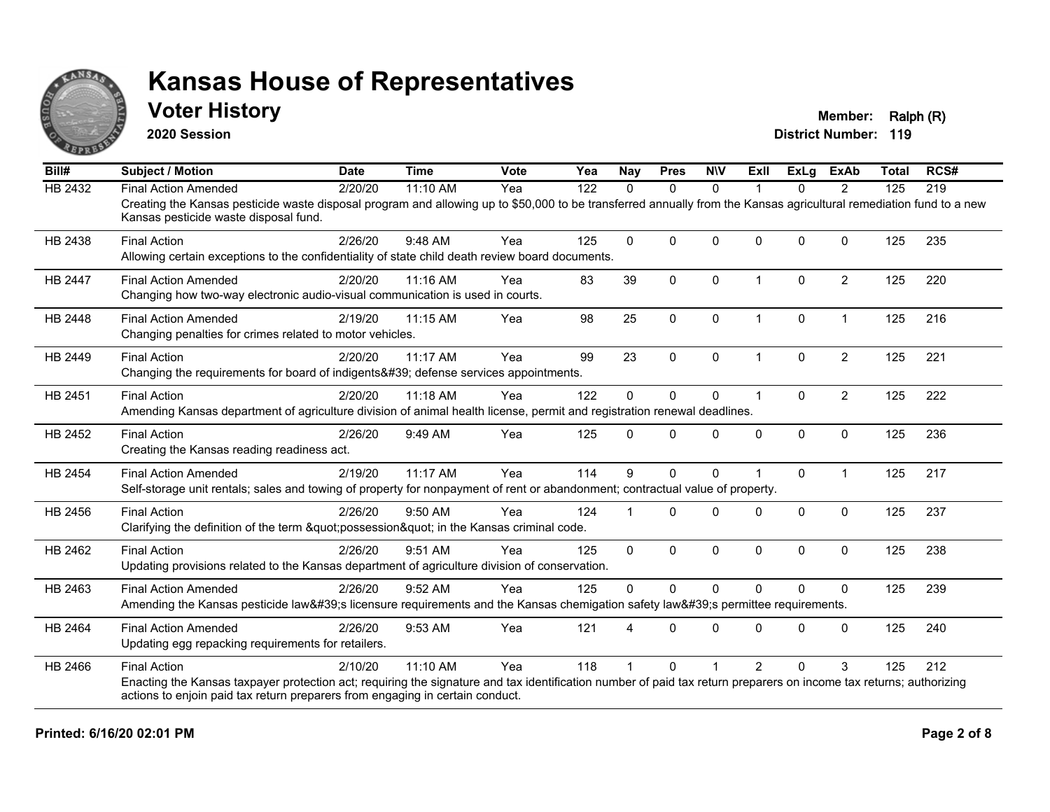# Kansas House of Representatives

## Voter History

**2020 Session**

**Member:** Ralph (R)
**District Number:** 119

| Bill# | Subject / Motion | Date | Time | Vote | Yea | Nay | Pres | N\V | ExII | ExLg | ExAb | Total | RCS# |
|---|---|---|---|---|---|---|---|---|---|---|---|---|---|
| HB 2432 | Final Action Amended | 2/20/20 | 11:10 AM | Yea | 122 | 0 | 0 | 0 | 1 | 0 | 2 | 125 | 219 |
| | Creating the Kansas pesticide waste disposal program and allowing up to $50,000 to be transferred annually from the Kansas agricultural remediation fund to a new Kansas pesticide waste disposal fund. | | | | | | | | | | | | |
| HB 2438 | Final Action | 2/26/20 | 9:48 AM | Yea | 125 | 0 | 0 | 0 | 0 | 0 | 0 | 125 | 235 |
| | Allowing certain exceptions to the confidentiality of state child death review board documents. | | | | | | | | | | | | |
| HB 2447 | Final Action Amended | 2/20/20 | 11:16 AM | Yea | 83 | 39 | 0 | 0 | 1 | 0 | 2 | 125 | 220 |
| | Changing how two-way electronic audio-visual communication is used in courts. | | | | | | | | | | | | |
| HB 2448 | Final Action Amended | 2/19/20 | 11:15 AM | Yea | 98 | 25 | 0 | 0 | 1 | 0 | 1 | 125 | 216 |
| | Changing penalties for crimes related to motor vehicles. | | | | | | | | | | | | |
| HB 2449 | Final Action | 2/20/20 | 11:17 AM | Yea | 99 | 23 | 0 | 0 | 1 | 0 | 2 | 125 | 221 |
| | Changing the requirements for board of indigents&#39; defense services appointments. | | | | | | | | | | | | |
| HB 2451 | Final Action | 2/20/20 | 11:18 AM | Yea | 122 | 0 | 0 | 0 | 1 | 0 | 2 | 125 | 222 |
| | Amending Kansas department of agriculture division of animal health license, permit and registration renewal deadlines. | | | | | | | | | | | | |
| HB 2452 | Final Action | 2/26/20 | 9:49 AM | Yea | 125 | 0 | 0 | 0 | 0 | 0 | 0 | 125 | 236 |
| | Creating the Kansas reading readiness act. | | | | | | | | | | | | |
| HB 2454 | Final Action Amended | 2/19/20 | 11:17 AM | Yea | 114 | 9 | 0 | 0 | 1 | 0 | 1 | 125 | 217 |
| | Self-storage unit rentals; sales and towing of property for nonpayment of rent or abandonment; contractual value of property. | | | | | | | | | | | | |
| HB 2456 | Final Action | 2/26/20 | 9:50 AM | Yea | 124 | 1 | 0 | 0 | 0 | 0 | 0 | 125 | 237 |
| | Clarifying the definition of the term &quot;possession&quot; in the Kansas criminal code. | | | | | | | | | | | | |
| HB 2462 | Final Action | 2/26/20 | 9:51 AM | Yea | 125 | 0 | 0 | 0 | 0 | 0 | 0 | 125 | 238 |
| | Updating provisions related to the Kansas department of agriculture division of conservation. | | | | | | | | | | | | |
| HB 2463 | Final Action Amended | 2/26/20 | 9:52 AM | Yea | 125 | 0 | 0 | 0 | 0 | 0 | 0 | 125 | 239 |
| | Amending the Kansas pesticide law&#39;s licensure requirements and the Kansas chemigation safety law&#39;s permittee requirements. | | | | | | | | | | | | |
| HB 2464 | Final Action Amended | 2/26/20 | 9:53 AM | Yea | 121 | 4 | 0 | 0 | 0 | 0 | 0 | 125 | 240 |
| | Updating egg repacking requirements for retailers. | | | | | | | | | | | | |
| HB 2466 | Final Action | 2/10/20 | 11:10 AM | Yea | 118 | 1 | 0 | 1 | 2 | 0 | 3 | 125 | 212 |
| | Enacting the Kansas taxpayer protection act; requiring the signature and tax identification number of paid tax return preparers on income tax returns; authorizing actions to enjoin paid tax return preparers from engaging in certain conduct. | | | | | | | | | | | | |

**Printed: 6/16/20 02:01 PM**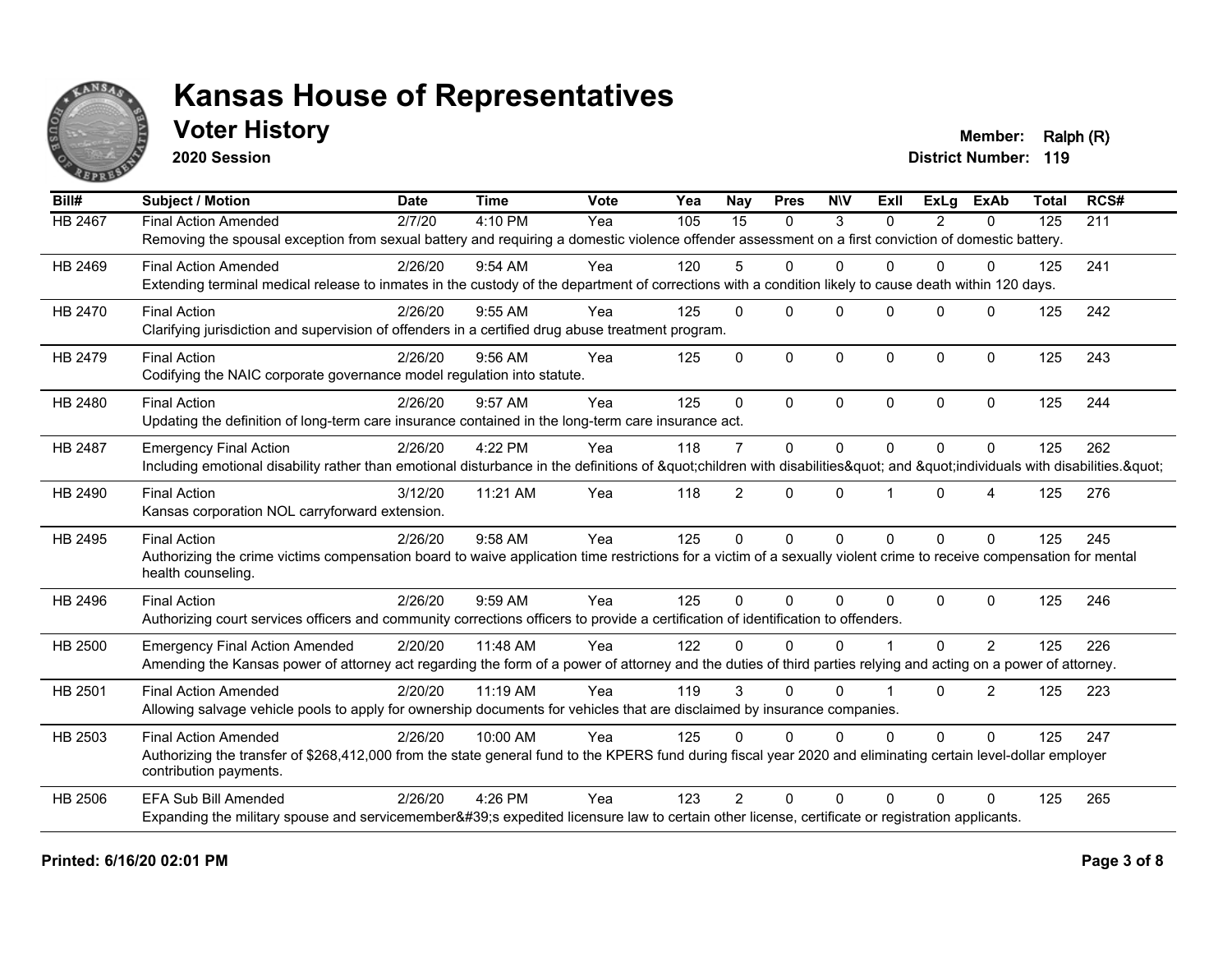# Kansas House of Representatives

## Voter History

**2020 Session**

**Member:** Ralph (R)
**District Number:** 119

| Bill# | Subject / Motion | Date | Time | Vote | Yea | Nay | Pres | N\V | ExII | ExLg | ExAb | Total | RCS# |
|---|---|---|---|---|---|---|---|---|---|---|---|---|---|
| HB 2467 | Final Action Amended | 2/7/20 | 4:10 PM | Yea | 105 | 15 | 0 | 3 | 0 | 2 | 0 | 125 | 211 |
| | Removing the spousal exception from sexual battery and requiring a domestic violence offender assessment on a first conviction of domestic battery. | | | | | | | | | | | | |
| HB 2469 | Final Action Amended | 2/26/20 | 9:54 AM | Yea | 120 | 5 | 0 | 0 | 0 | 0 | 0 | 125 | 241 |
| | Extending terminal medical release to inmates in the custody of the department of corrections with a condition likely to cause death within 120 days. | | | | | | | | | | | | |
| HB 2470 | Final Action | 2/26/20 | 9:55 AM | Yea | 125 | 0 | 0 | 0 | 0 | 0 | 0 | 125 | 242 |
| | Clarifying jurisdiction and supervision of offenders in a certified drug abuse treatment program. | | | | | | | | | | | | |
| HB 2479 | Final Action | 2/26/20 | 9:56 AM | Yea | 125 | 0 | 0 | 0 | 0 | 0 | 0 | 125 | 243 |
| | Codifying the NAIC corporate governance model regulation into statute. | | | | | | | | | | | | |
| HB 2480 | Final Action | 2/26/20 | 9:57 AM | Yea | 125 | 0 | 0 | 0 | 0 | 0 | 0 | 125 | 244 |
| | Updating the definition of long-term care insurance contained in the long-term care insurance act. | | | | | | | | | | | | |
| HB 2487 | Emergency Final Action | 2/26/20 | 4:22 PM | Yea | 118 | 7 | 0 | 0 | 0 | 0 | 0 | 125 | 262 |
| | Including emotional disability rather than emotional disturbance in the definitions of &quot;children with disabilities&quot; and &quot;individuals with disabilities.&quot; | | | | | | | | | | | | |
| HB 2490 | Final Action | 3/12/20 | 11:21 AM | Yea | 118 | 2 | 0 | 0 | 1 | 0 | 4 | 125 | 276 |
| | Kansas corporation NOL carryforward extension. | | | | | | | | | | | | |
| HB 2495 | Final Action | 2/26/20 | 9:58 AM | Yea | 125 | 0 | 0 | 0 | 0 | 0 | 0 | 125 | 245 |
| | Authorizing the crime victims compensation board to waive application time restrictions for a victim of a sexually violent crime to receive compensation for mental health counseling. | | | | | | | | | | | | |
| HB 2496 | Final Action | 2/26/20 | 9:59 AM | Yea | 125 | 0 | 0 | 0 | 0 | 0 | 0 | 125 | 246 |
| | Authorizing court services officers and community corrections officers to provide a certification of identification to offenders. | | | | | | | | | | | | |
| HB 2500 | Emergency Final Action Amended | 2/20/20 | 11:48 AM | Yea | 122 | 0 | 0 | 0 | 1 | 0 | 2 | 125 | 226 |
| | Amending the Kansas power of attorney act regarding the form of a power of attorney and the duties of third parties relying and acting on a power of attorney. | | | | | | | | | | | | |
| HB 2501 | Final Action Amended | 2/20/20 | 11:19 AM | Yea | 119 | 3 | 0 | 0 | 1 | 0 | 2 | 125 | 223 |
| | Allowing salvage vehicle pools to apply for ownership documents for vehicles that are disclaimed by insurance companies. | | | | | | | | | | | | |
| HB 2503 | Final Action Amended | 2/26/20 | 10:00 AM | Yea | 125 | 0 | 0 | 0 | 0 | 0 | 0 | 125 | 247 |
| | Authorizing the transfer of $268,412,000 from the state general fund to the KPERS fund during fiscal year 2020 and eliminating certain level-dollar employer contribution payments. | | | | | | | | | | | | |
| HB 2506 | EFA Sub Bill Amended | 2/26/20 | 4:26 PM | Yea | 123 | 2 | 0 | 0 | 0 | 0 | 0 | 125 | 265 |
| | Expanding the military spouse and servicemember&#39;s expedited licensure law to certain other license, certificate or registration applicants. | | | | | | | | | | | | |

**Printed: 6/16/20 02:01 PM**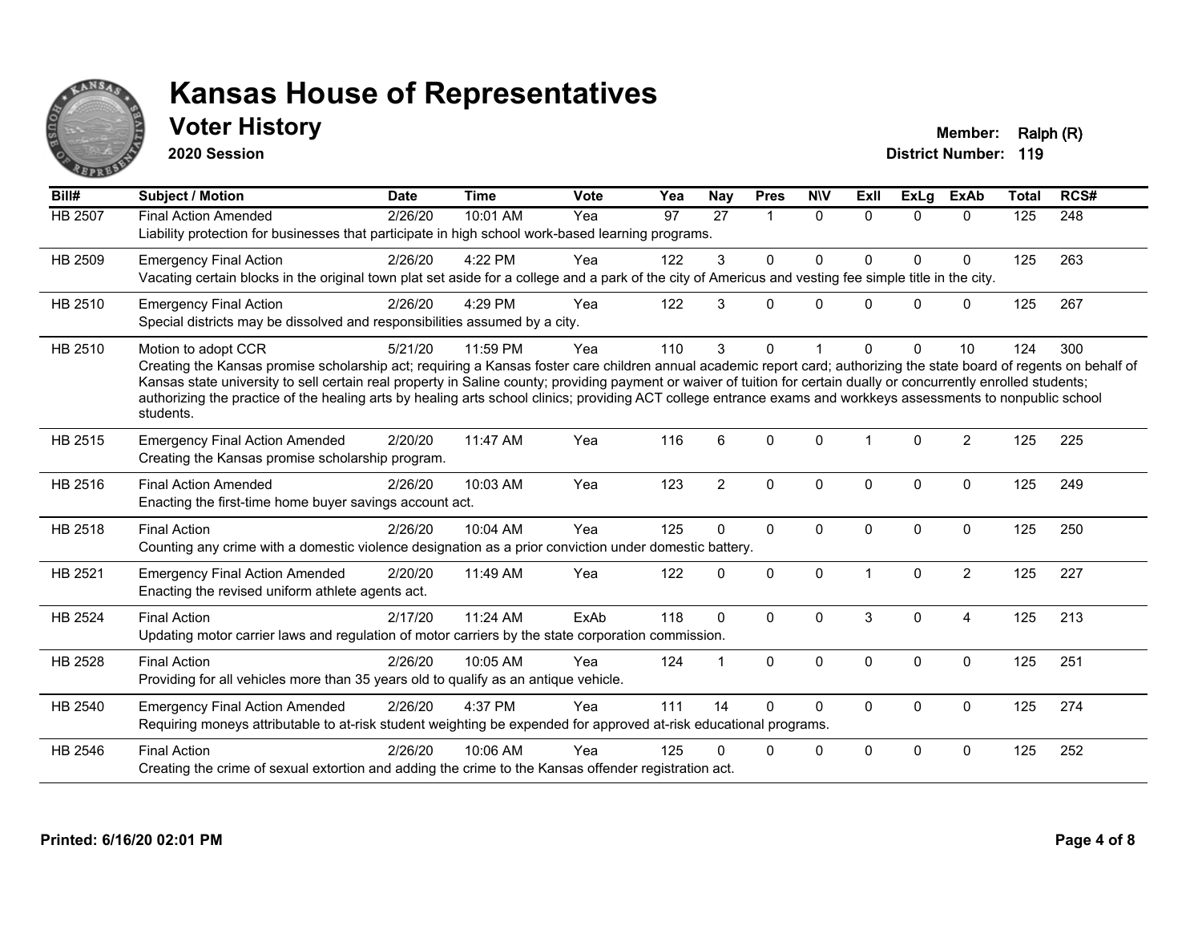# Kansas House of Representatives

## Voter History

**2020 Session**

**Member:** Ralph (R)
**District Number:** 119

| Bill# | Subject / Motion | Date | Time | Vote | Yea | Nay | Pres | N\V | ExII | ExLg | ExAb | Total | RCS# |
|---|---|---|---|---|---|---|---|---|---|---|---|---|---|
| HB 2507 | Final Action Amended | 2/26/20 | 10:01 AM | Yea | 97 | 27 | 1 | 0 | 0 | 0 | 0 | 125 | 248 |
| | Liability protection for businesses that participate in high school work-based learning programs. | | | | | | | | | | | | |
| HB 2509 | Emergency Final Action | 2/26/20 | 4:22 PM | Yea | 122 | 3 | 0 | 0 | 0 | 0 | 0 | 125 | 263 |
| | Vacating certain blocks in the original town plat set aside for a college and a park of the city of Americus and vesting fee simple title in the city. | | | | | | | | | | | | |
| HB 2510 | Emergency Final Action | 2/26/20 | 4:29 PM | Yea | 122 | 3 | 0 | 0 | 0 | 0 | 0 | 125 | 267 |
| | Special districts may be dissolved and responsibilities assumed by a city. | | | | | | | | | | | | |
| HB 2510 | Motion to adopt CCR | 5/21/20 | 11:59 PM | Yea | 110 | 3 | 0 | 1 | 0 | 0 | 10 | 124 | 300 |
| | Creating the Kansas promise scholarship act; requiring a Kansas foster care children annual academic report card; authorizing the state board of regents on behalf of Kansas state university to sell certain real property in Saline county; providing payment or waiver of tuition for certain dually or concurrently enrolled students; authorizing the practice of the healing arts by healing arts school clinics; providing ACT college entrance exams and workkeys assessments to nonpublic school students. | | | | | | | | | | | | |
| HB 2515 | Emergency Final Action Amended | 2/20/20 | 11:47 AM | Yea | 116 | 6 | 0 | 0 | 1 | 0 | 2 | 125 | 225 |
| | Creating the Kansas promise scholarship program. | | | | | | | | | | | | |
| HB 2516 | Final Action Amended | 2/26/20 | 10:03 AM | Yea | 123 | 2 | 0 | 0 | 0 | 0 | 0 | 125 | 249 |
| | Enacting the first-time home buyer savings account act. | | | | | | | | | | | | |
| HB 2518 | Final Action | 2/26/20 | 10:04 AM | Yea | 125 | 0 | 0 | 0 | 0 | 0 | 0 | 125 | 250 |
| | Counting any crime with a domestic violence designation as a prior conviction under domestic battery. | | | | | | | | | | | | |
| HB 2521 | Emergency Final Action Amended | 2/20/20 | 11:49 AM | Yea | 122 | 0 | 0 | 0 | 1 | 0 | 2 | 125 | 227 |
| | Enacting the revised uniform athlete agents act. | | | | | | | | | | | | |
| HB 2524 | Final Action | 2/17/20 | 11:24 AM | ExAb | 118 | 0 | 0 | 0 | 3 | 0 | 4 | 125 | 213 |
| | Updating motor carrier laws and regulation of motor carriers by the state corporation commission. | | | | | | | | | | | | |
| HB 2528 | Final Action | 2/26/20 | 10:05 AM | Yea | 124 | 1 | 0 | 0 | 0 | 0 | 0 | 125 | 251 |
| | Providing for all vehicles more than 35 years old to qualify as an antique vehicle. | | | | | | | | | | | | |
| HB 2540 | Emergency Final Action Amended | 2/26/20 | 4:37 PM | Yea | 111 | 14 | 0 | 0 | 0 | 0 | 0 | 125 | 274 |
| | Requiring moneys attributable to at-risk student weighting be expended for approved at-risk educational programs. | | | | | | | | | | | | |
| HB 2546 | Final Action | 2/26/20 | 10:06 AM | Yea | 125 | 0 | 0 | 0 | 0 | 0 | 0 | 125 | 252 |
| | Creating the crime of sexual extortion and adding the crime to the Kansas offender registration act. | | | | | | | | | | | | |

**Printed: 6/16/20 02:01 PM**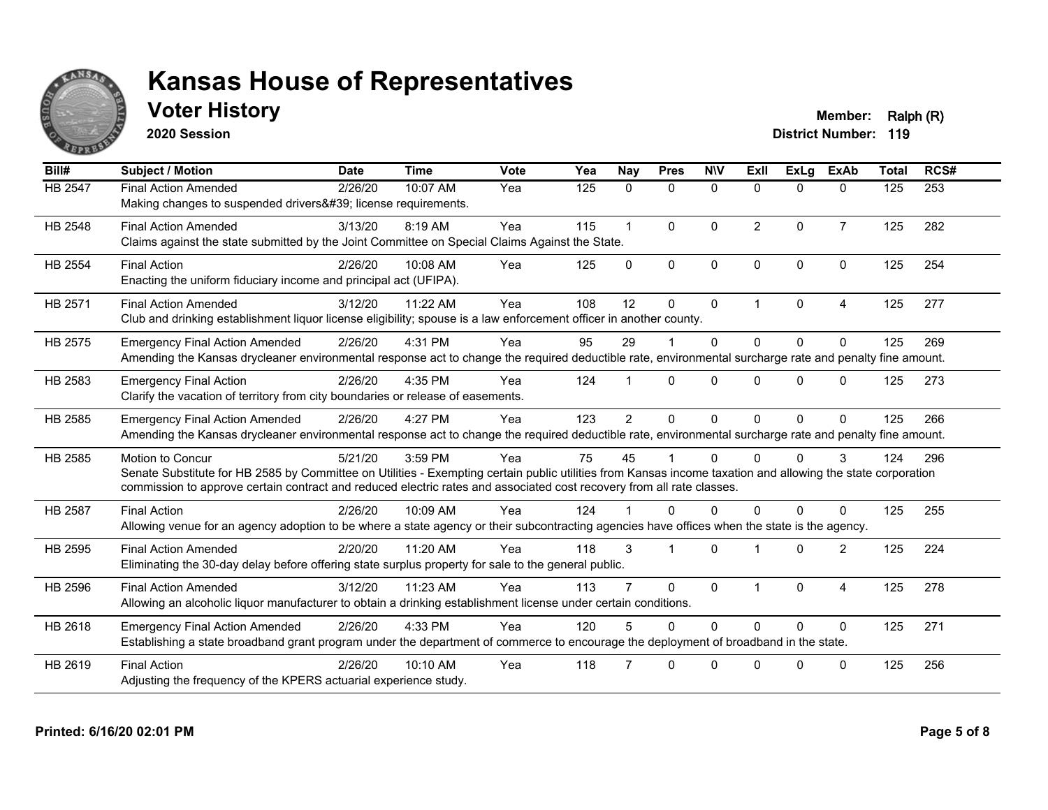# Kansas House of Representatives

## Voter History

**2020 Session**

**Member:** Ralph (R)
**District Number:** 119

| Bill# | Subject / Motion | Date | Time | Vote | Yea | Nay | Pres | N\V | ExII | ExLg | ExAb | Total | RCS# |
|---|---|---|---|---|---|---|---|---|---|---|---|---|---|
| HB 2547 | Final Action Amended<br>Making changes to suspended drivers&#39; license requirements. | 2/26/20 | 10:07 AM | Yea | 125 | 0 | 0 | 0 | 0 | 0 | 0 | 125 | 253 |
| HB 2548 | Final Action Amended<br>Claims against the state submitted by the Joint Committee on Special Claims Against the State. | 3/13/20 | 8:19 AM | Yea | 115 | 1 | 0 | 0 | 2 | 0 | 7 | 125 | 282 |
| HB 2554 | Final Action<br>Enacting the uniform fiduciary income and principal act (UFIPA). | 2/26/20 | 10:08 AM | Yea | 125 | 0 | 0 | 0 | 0 | 0 | 0 | 125 | 254 |
| HB 2571 | Final Action Amended<br>Club and drinking establishment liquor license eligibility; spouse is a law enforcement officer in another county. | 3/12/20 | 11:22 AM | Yea | 108 | 12 | 0 | 0 | 1 | 0 | 4 | 125 | 277 |
| HB 2575 | Emergency Final Action Amended<br>Amending the Kansas drycleaner environmental response act to change the required deductible rate, environmental surcharge rate and penalty fine amount. | 2/26/20 | 4:31 PM | Yea | 95 | 29 | 1 | 0 | 0 | 0 | 0 | 125 | 269 |
| HB 2583 | Emergency Final Action<br>Clarify the vacation of territory from city boundaries or release of easements. | 2/26/20 | 4:35 PM | Yea | 124 | 1 | 0 | 0 | 0 | 0 | 0 | 125 | 273 |
| HB 2585 | Emergency Final Action Amended<br>Amending the Kansas drycleaner environmental response act to change the required deductible rate, environmental surcharge rate and penalty fine amount. | 2/26/20 | 4:27 PM | Yea | 123 | 2 | 0 | 0 | 0 | 0 | 0 | 125 | 266 |
| HB 2585 | Motion to Concur<br>Senate Substitute for HB 2585 by Committee on Utilities - Exempting certain public utilities from Kansas income taxation and allowing the state corporation commission to approve certain contract and reduced electric rates and associated cost recovery from all rate classes. | 5/21/20 | 3:59 PM | Yea | 75 | 45 | 1 | 0 | 0 | 0 | 3 | 124 | 296 |
| HB 2587 | Final Action<br>Allowing venue for an agency adoption to be where a state agency or their subcontracting agencies have offices when the state is the agency. | 2/26/20 | 10:09 AM | Yea | 124 | 1 | 0 | 0 | 0 | 0 | 0 | 125 | 255 |
| HB 2595 | Final Action Amended<br>Eliminating the 30-day delay before offering state surplus property for sale to the general public. | 2/20/20 | 11:20 AM | Yea | 118 | 3 | 1 | 0 | 1 | 0 | 2 | 125 | 224 |
| HB 2596 | Final Action Amended<br>Allowing an alcoholic liquor manufacturer to obtain a drinking establishment license under certain conditions. | 3/12/20 | 11:23 AM | Yea | 113 | 7 | 0 | 0 | 1 | 0 | 4 | 125 | 278 |
| HB 2618 | Emergency Final Action Amended<br>Establishing a state broadband grant program under the department of commerce to encourage the deployment of broadband in the state. | 2/26/20 | 4:33 PM | Yea | 120 | 5 | 0 | 0 | 0 | 0 | 0 | 125 | 271 |
| HB 2619 | Final Action<br>Adjusting the frequency of the KPERS actuarial experience study. | 2/26/20 | 10:10 AM | Yea | 118 | 7 | 0 | 0 | 0 | 0 | 0 | 125 | 256 |

**Printed: 6/16/20 02:01 PM**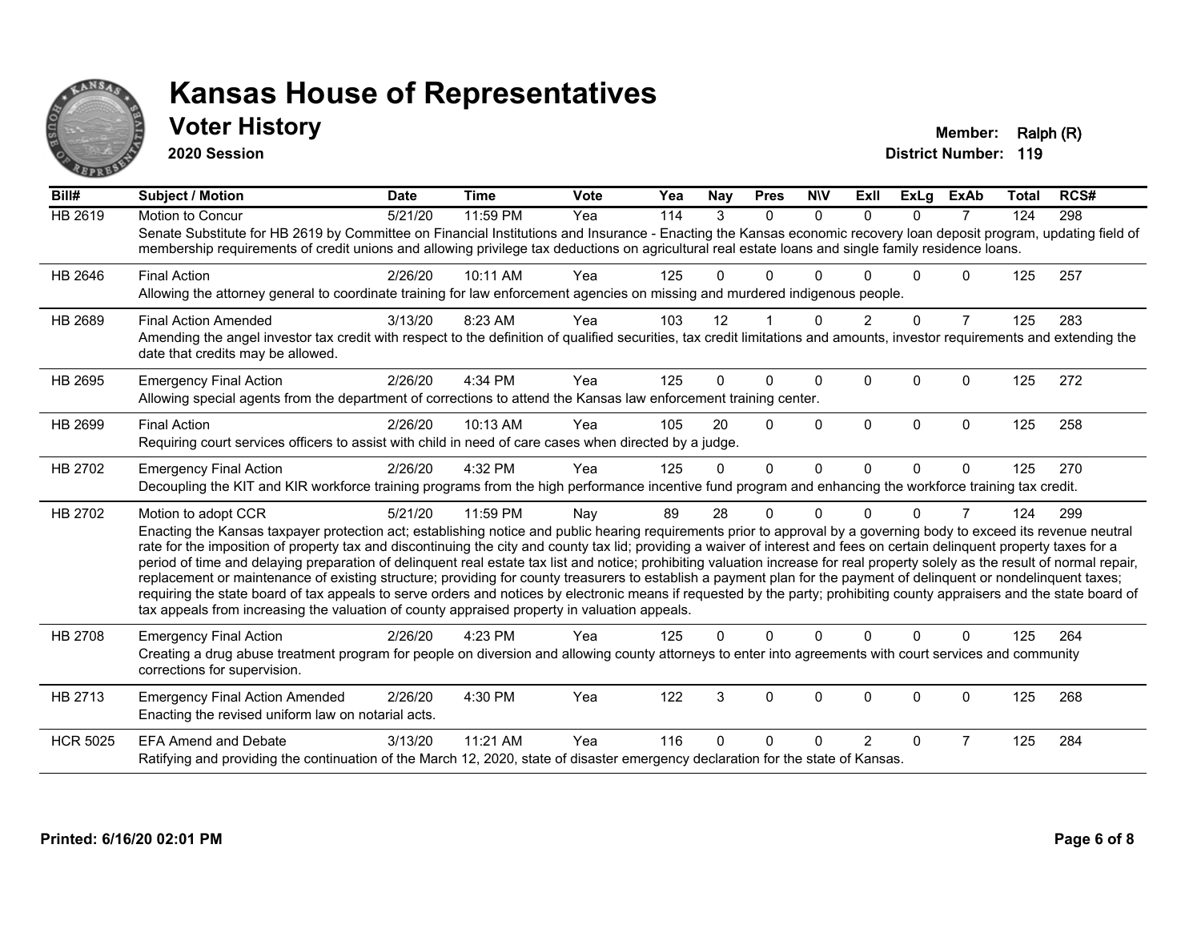# Kansas House of Representatives

## Voter History

**2020 Session**

**Member:** Ralph (R)
**District Number:** 119

| Bill# | Subject / Motion | Date | Time | Vote | Yea | Nay | Pres | N\V | ExII | ExLg | ExAb | Total | RCS# |
|---|---|---|---|---|---|---|---|---|---|---|---|---|---|
| HB 2619 | Motion to Concur | 5/21/20 | 11:59 PM | Yea | 114 | 3 | 0 | 0 | 0 | 0 | 7 | 124 | 298 |
| | Senate Substitute for HB 2619 by Committee on Financial Institutions and Insurance - Enacting the Kansas economic recovery loan deposit program, updating field of membership requirements of credit unions and allowing privilege tax deductions on agricultural real estate loans and single family residence loans. | | | | | | | | | | | | |
| HB 2646 | Final Action | 2/26/20 | 10:11 AM | Yea | 125 | 0 | 0 | 0 | 0 | 0 | 0 | 125 | 257 |
| | Allowing the attorney general to coordinate training for law enforcement agencies on missing and murdered indigenous people. | | | | | | | | | | | | |
| HB 2689 | Final Action Amended | 3/13/20 | 8:23 AM | Yea | 103 | 12 | 1 | 0 | 2 | 0 | 7 | 125 | 283 |
| | Amending the angel investor tax credit with respect to the definition of qualified securities, tax credit limitations and amounts, investor requirements and extending the date that credits may be allowed. | | | | | | | | | | | | |
| HB 2695 | Emergency Final Action | 2/26/20 | 4:34 PM | Yea | 125 | 0 | 0 | 0 | 0 | 0 | 0 | 125 | 272 |
| | Allowing special agents from the department of corrections to attend the Kansas law enforcement training center. | | | | | | | | | | | | |
| HB 2699 | Final Action | 2/26/20 | 10:13 AM | Yea | 105 | 20 | 0 | 0 | 0 | 0 | 0 | 125 | 258 |
| | Requiring court services officers to assist with child in need of care cases when directed by a judge. | | | | | | | | | | | | |
| HB 2702 | Emergency Final Action | 2/26/20 | 4:32 PM | Yea | 125 | 0 | 0 | 0 | 0 | 0 | 0 | 125 | 270 |
| | Decoupling the KIT and KIR workforce training programs from the high performance incentive fund program and enhancing the workforce training tax credit. | | | | | | | | | | | | |
| HB 2702 | Motion to adopt CCR | 5/21/20 | 11:59 PM | Nay | 89 | 28 | 0 | 0 | 0 | 0 | 7 | 124 | 299 |
| | Enacting the Kansas taxpayer protection act; establishing notice and public hearing requirements prior to approval by a governing body to exceed its revenue neutral rate for the imposition of property tax and discontinuing the city and county tax lid; providing a waiver of interest and fees on certain delinquent property taxes for a period of time and delaying preparation of delinquent real estate tax list and notice; prohibiting valuation increase for real property solely as the result of normal repair, replacement or maintenance of existing structure; providing for county treasurers to establish a payment plan for the payment of delinquent or nondelinquent taxes; requiring the state board of tax appeals to serve orders and notices by electronic means if requested by the party; prohibiting county appraisers and the state board of tax appeals from increasing the valuation of county appraised property in valuation appeals. | | | | | | | | | | | | |
| HB 2708 | Emergency Final Action | 2/26/20 | 4:23 PM | Yea | 125 | 0 | 0 | 0 | 0 | 0 | 0 | 125 | 264 |
| | Creating a drug abuse treatment program for people on diversion and allowing county attorneys to enter into agreements with court services and community corrections for supervision. | | | | | | | | | | | | |
| HB 2713 | Emergency Final Action Amended | 2/26/20 | 4:30 PM | Yea | 122 | 3 | 0 | 0 | 0 | 0 | 0 | 125 | 268 |
| | Enacting the revised uniform law on notarial acts. | | | | | | | | | | | | |
| HCR 5025 | EFA Amend and Debate | 3/13/20 | 11:21 AM | Yea | 116 | 0 | 0 | 0 | 2 | 0 | 7 | 125 | 284 |
| | Ratifying and providing the continuation of the March 12, 2020, state of disaster emergency declaration for the state of Kansas. | | | | | | | | | | | | |

**Printed: 6/16/20 02:01 PM**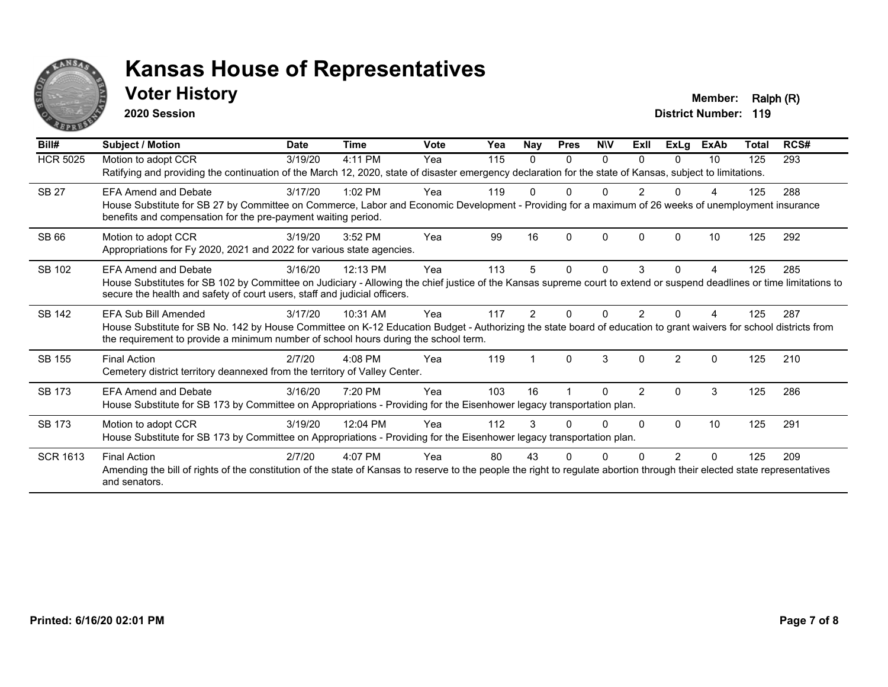# Kansas House of Representatives

## Voter History

**2020 Session**

**Member:** Ralph (R)
**District Number:** 119

| Bill# | Subject / Motion | Date | Time | Vote | Yea | Nay | Pres | N\V | ExII | ExLg | ExAb | Total | RCS# |
|---|---|---|---|---|---|---|---|---|---|---|---|---|---|
| HCR 5025 | Motion to adopt CCR | 3/19/20 | 4:11 PM | Yea | 115 | 0 | 0 | 0 | 0 | 0 | 10 | 125 | 293 |
| | Ratifying and providing the continuation of the March 12, 2020, state of disaster emergency declaration for the state of Kansas, subject to limitations. | | | | | | | | | | | | |
| SB 27 | EFA Amend and Debate | 3/17/20 | 1:02 PM | Yea | 119 | 0 | 0 | 0 | 2 | 0 | 4 | 125 | 288 |
| | House Substitute for SB 27 by Committee on Commerce, Labor and Economic Development - Providing for a maximum of 26 weeks of unemployment insurance benefits and compensation for the pre-payment waiting period. | | | | | | | | | | | | |
| SB 66 | Motion to adopt CCR | 3/19/20 | 3:52 PM | Yea | 99 | 16 | 0 | 0 | 0 | 0 | 10 | 125 | 292 |
| | Appropriations for Fy 2020, 2021 and 2022 for various state agencies. | | | | | | | | | | | | |
| SB 102 | EFA Amend and Debate | 3/16/20 | 12:13 PM | Yea | 113 | 5 | 0 | 0 | 3 | 0 | 4 | 125 | 285 |
| | House Substitutes for SB 102 by Committee on Judiciary - Allowing the chief justice of the Kansas supreme court to extend or suspend deadlines or time limitations to secure the health and safety of court users, staff and judicial officers. | | | | | | | | | | | | |
| SB 142 | EFA Sub Bill Amended | 3/17/20 | 10:31 AM | Yea | 117 | 2 | 0 | 0 | 2 | 0 | 4 | 125 | 287 |
| | House Substitute for SB No. 142 by House Committee on K-12 Education Budget - Authorizing the state board of education to grant waivers for school districts from the requirement to provide a minimum number of school hours during the school term. | | | | | | | | | | | | |
| SB 155 | Final Action | 2/7/20 | 4:08 PM | Yea | 119 | 1 | 0 | 3 | 0 | 2 | 0 | 125 | 210 |
| | Cemetery district territory deannexed from the territory of Valley Center. | | | | | | | | | | | | |
| SB 173 | EFA Amend and Debate | 3/16/20 | 7:20 PM | Yea | 103 | 16 | 1 | 0 | 2 | 0 | 3 | 125 | 286 |
| | House Substitute for SB 173 by Committee on Appropriations - Providing for the Eisenhower legacy transportation plan. | | | | | | | | | | | | |
| SB 173 | Motion to adopt CCR | 3/19/20 | 12:04 PM | Yea | 112 | 3 | 0 | 0 | 0 | 0 | 10 | 125 | 291 |
| | House Substitute for SB 173 by Committee on Appropriations - Providing for the Eisenhower legacy transportation plan. | | | | | | | | | | | | |
| SCR 1613 | Final Action | 2/7/20 | 4:07 PM | Yea | 80 | 43 | 0 | 0 | 0 | 2 | 0 | 125 | 209 |
| | Amending the bill of rights of the constitution of the state of Kansas to reserve to the people the right to regulate abortion through their elected state representatives and senators. | | | | | | | | | | | | |

**Printed: 6/16/20 02:01 PM**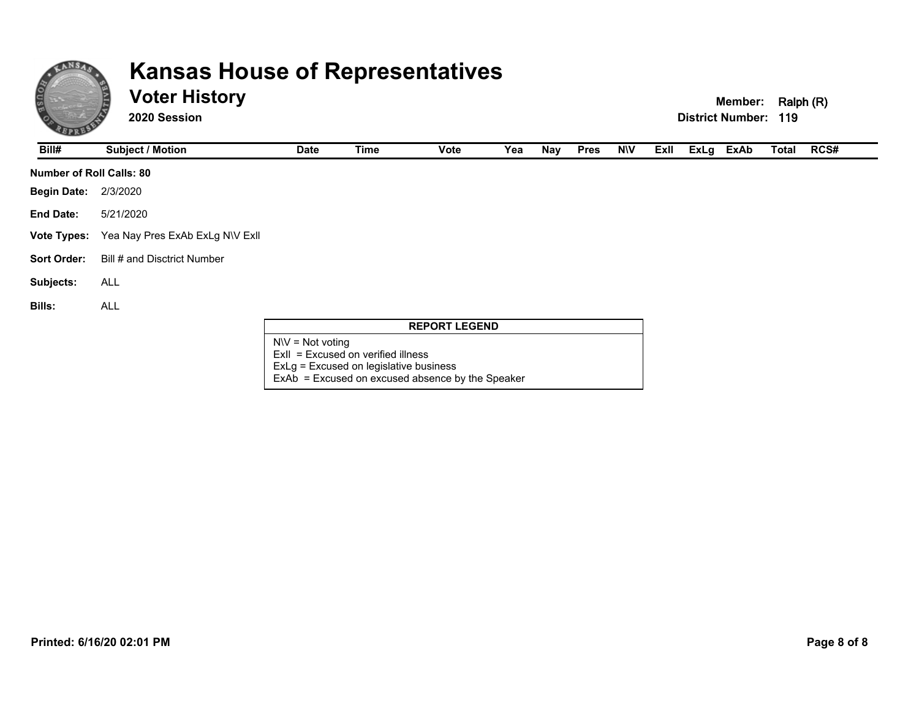# Kansas House of Representatives

## Voter History

**2020 Session**

**Member:** Ralph (R)
**District Number:** 119

| Bill# | Subject / Motion | Date | Time | Vote | Yea | Nay | Pres | N\V | ExIl | ExLg | ExAb | Total | RCS# |
|---|---|---|---|---|---|---|---|---|---|---|---|---|---|

**Number of Roll Calls: 80**

**Begin Date:** 2/3/2020

**End Date:** 5/21/2020

**Vote Types:** Yea Nay Pres ExAb ExLg N\V ExIl

**Sort Order:** Bill # and Disctrict Number

**Subjects:** ALL

**Bills:** ALL

| REPORT LEGEND |
|---|
| N\V = Not voting |
| ExIl = Excused on verified illness |
| ExLg = Excused on legislative business |
| ExAb = Excused on excused absence by the Speaker |

Printed: 6/16/20 02:01 PM